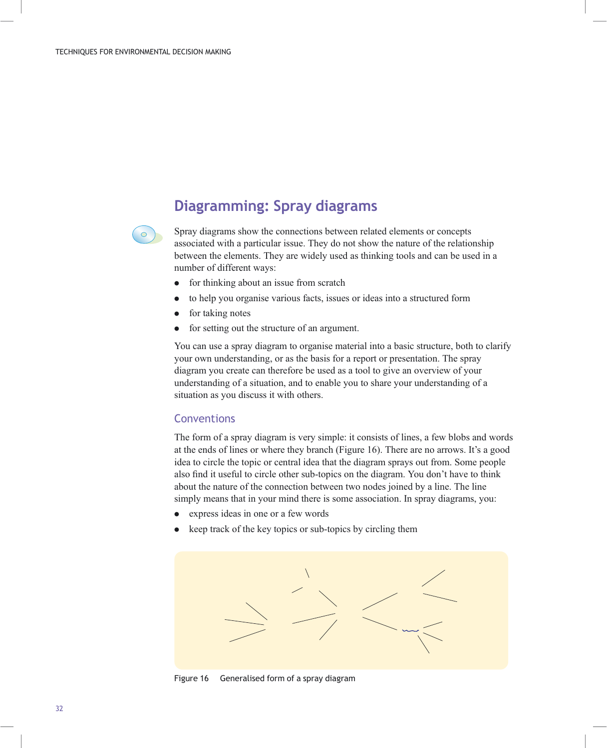## Diagramming: Spray diagrams

Spray diagrams show the connections between related elements or concepts associated with a particular issue. They do not show the nature of the relationship between the elements. They are widely used as thinking tools and can be used in a number of different ways:

- for thinking about an issue from scratch
- to help you organise various facts, issues or ideas into a structured form
- for taking notes
- for setting out the structure of an argument.

You can use a spray diagram to organise material into a basic structure, both to clarify your own understanding, or as the basis for a report or presentation. The spray diagram you create can therefore be used as a tool to give an overview of your understanding of a situation, and to enable you to share your understanding of a situation as you discuss it with others.

### Conventions

The form of a spray diagram is very simple: it consists of lines, a few blobs and words at the ends of lines or where they branch (Figure 16). There are no arrows. It's a good idea to circle the topic or central idea that the diagram sprays out from. Some people also find it useful to circle other sub-topics on the diagram. You don't have to think about the nature of the connection between two nodes joined by a line. The line simply means that in your mind there is some association. In spray diagrams, you:

- express ideas in one or a few words
- keep track of the key topics or sub-topics by circling them

Figure 16 Generalised form of a spray diagram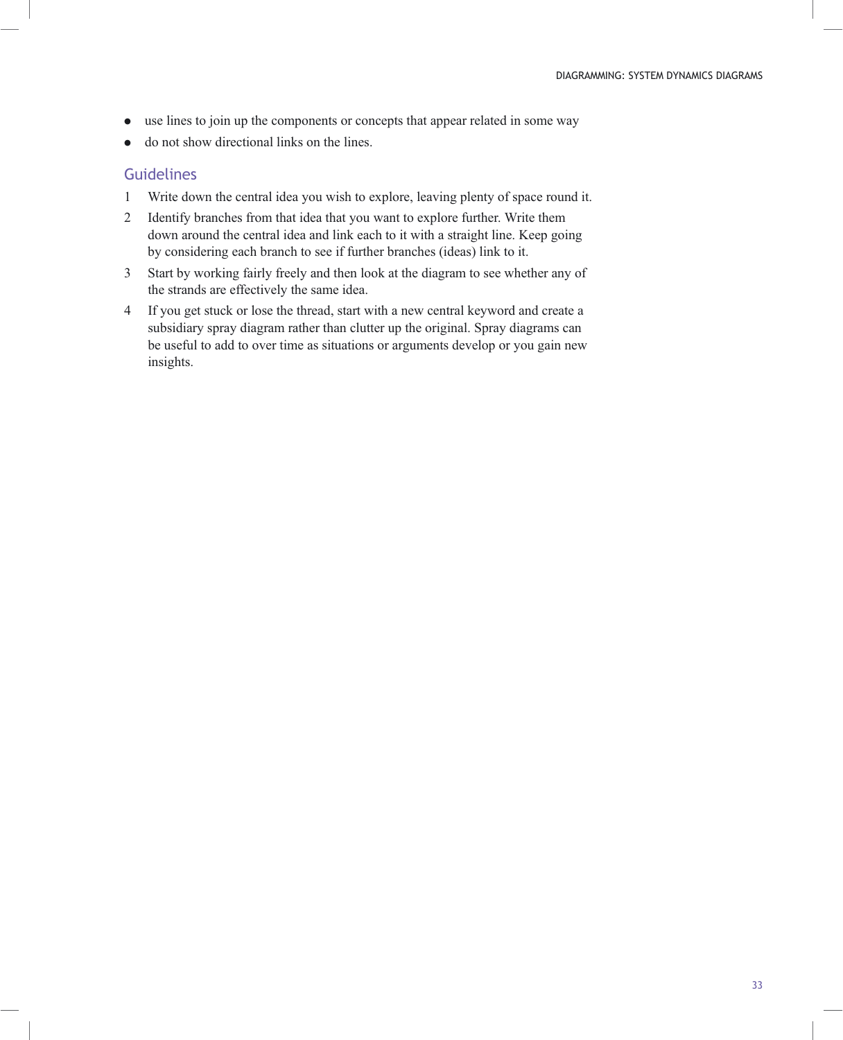- use lines to join up the components or concepts that appear related in some way
- do not show directional links on the lines.

## Guidelines

1. Write down the central idea you wish to explore, leaving plenty of space round it.
2. Identify branches from that idea that you want to explore further. Write them down around the central idea and link each to it with a straight line. Keep going by considering each branch to see if further branches (ideas) link to it.
3. Start by working fairly freely and then look at the diagram to see whether any of the strands are effectively the same idea.
4. If you get stuck or lose the thread, start with a new central keyword and create a subsidiary spray diagram rather than clutter up the original. Spray diagrams can be useful to add to over time as situations or arguments develop or you gain new insights.